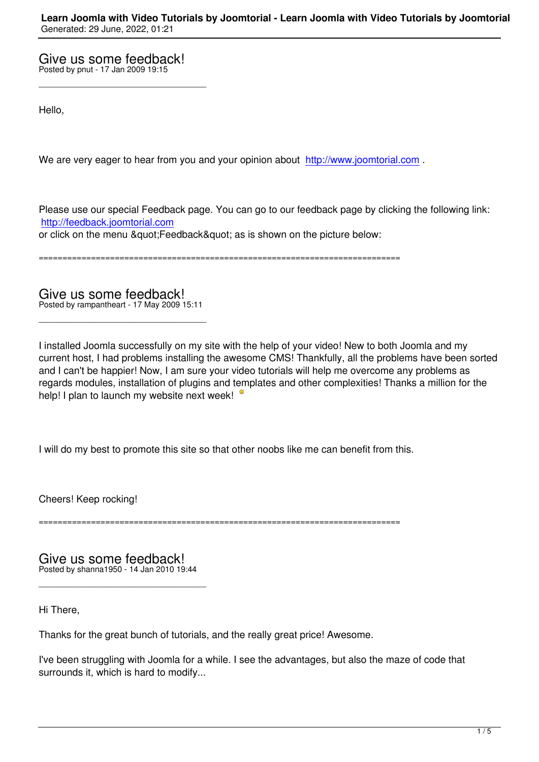## Give us some feedback!
Posted by pnut - 17 Jan 2009 19:15

_____________________________________

Hello,

We are very eager to hear from you and your opinion about [http://www.joomtorial.com](http://www.joomtorial.com) .

Please use our special Feedback page. You can go to our feedback page by clicking the following link:
[http://feedback.joomtorial.com](http://feedback.joomtorial.com)
or click on the menu &quot;Feedback&quot; as is shown on the picture below:

============================================================================

## Give us some feedback!
Posted by rampantheart - 17 May 2009 15:11

_____________________________________

I installed Joomla successfully on my site with the help of your video! New to both Joomla and my current host, I had problems installing the awesome CMS! Thankfully, all the problems have been sorted and I can't be happier! Now, I am sure your video tutorials will help me overcome any problems as regards modules, installation of plugins and templates and other complexities! Thanks a million for the help! I plan to launch my website next week!

I will do my best to promote this site so that other noobs like me can benefit from this.

Cheers! Keep rocking!

============================================================================

## Give us some feedback!
Posted by shanna1950 - 14 Jan 2010 19:44

_____________________________________

Hi There,

Thanks for the great bunch of tutorials, and the really great price! Awesome.

I've been struggling with Joomla for a while. I see the advantages, but also the maze of code that surrounds it, which is hard to modify...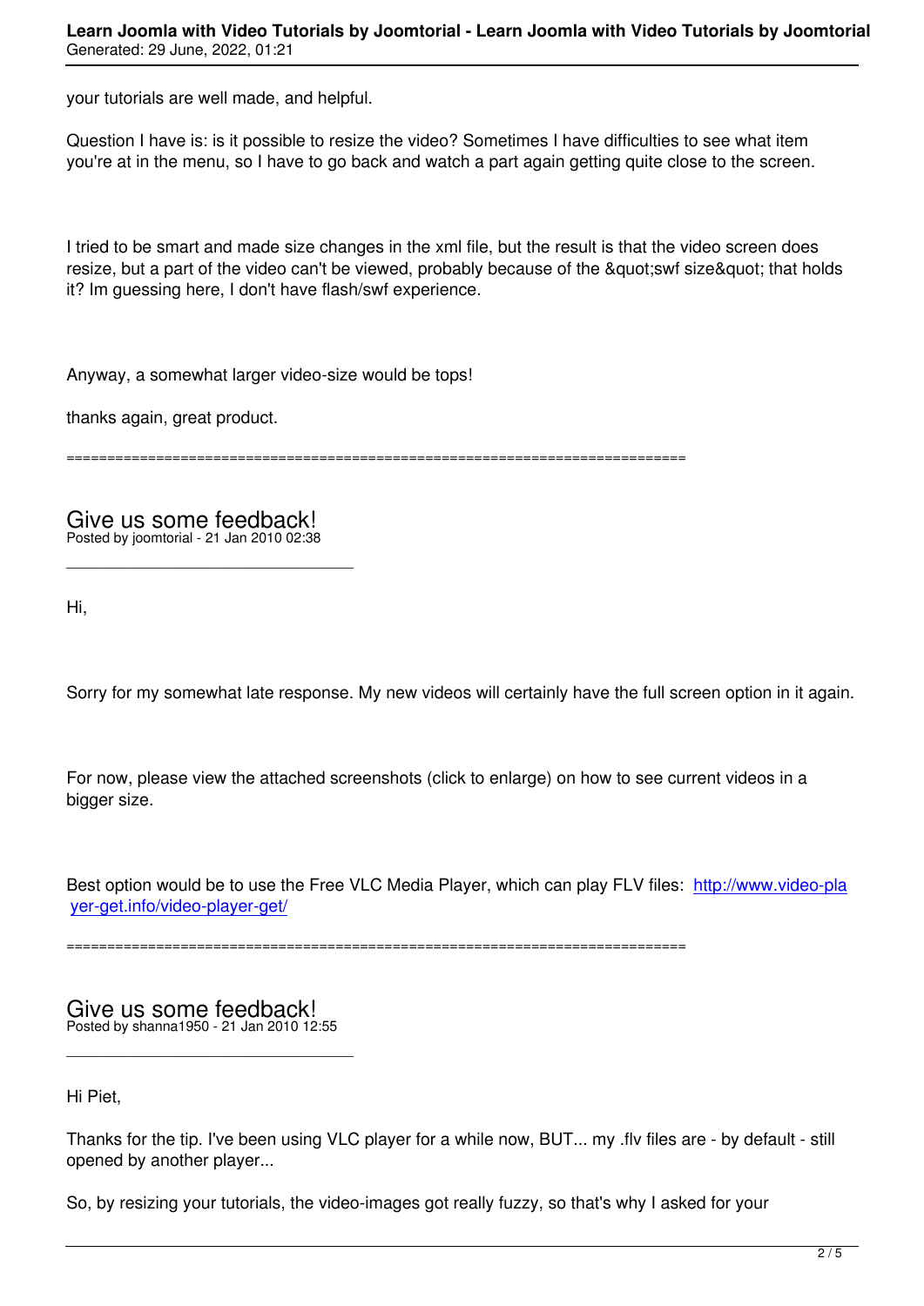your tutorials are well made, and helpful.

Question I have is: is it possible to resize the video? Sometimes I have difficulties to see what item you're at in the menu, so I have to go back and watch a part again getting quite close to the screen.

I tried to be smart and made size changes in the xml file, but the result is that the video screen does resize, but a part of the video can't be viewed, probably because of the &quot;swf size&quot; that holds it? Im guessing here, I don't have flash/swf experience.

Anyway, a somewhat larger video-size would be tops!

thanks again, great product.

============================================================================

## Give us some feedback!

Posted by joomtorial - 21 Jan 2010 02:38

---

Hi,

Sorry for my somewhat late response. My new videos will certainly have the full screen option in it again.

For now, please view the attached screenshots (click to enlarge) on how to see current videos in a bigger size.

Best option would be to use the Free VLC Media Player, which can play FLV files: [http://www.video-player-get.info/video-player-get/](http://www.video-player-get.info/video-player-get/)

============================================================================

## Give us some feedback!

Posted by shanna1950 - 21 Jan 2010 12:55

---

Hi Piet,

Thanks for the tip. I've been using VLC player for a while now, BUT... my .flv files are - by default - still opened by another player...

So, by resizing your tutorials, the video-images got really fuzzy, so that's why I asked for your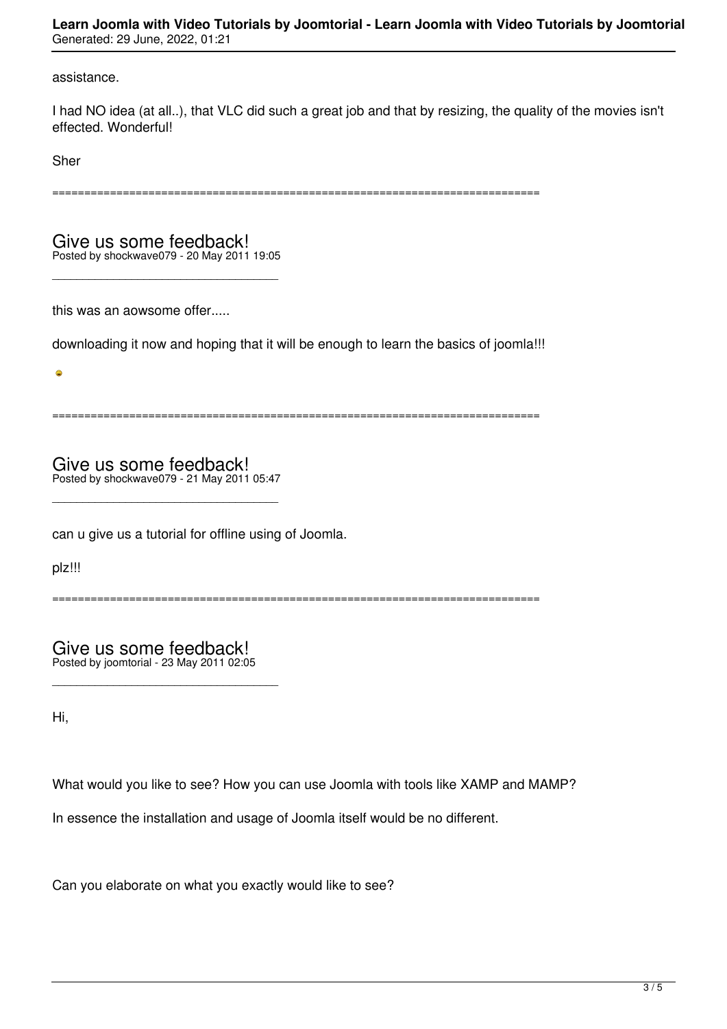assistance.

I had NO idea (at all..), that VLC did such a great job and that by resizing, the quality of the movies isn't effected. Wonderful!

Sher

============================================================================

## Give us some feedback!

Posted by shockwave079 - 20 May 2011 19:05

_____________________________________

this was an aowsome offer.....

downloading it now and hoping that it will be enough to learn the basics of joomla!!!

============================================================================

## Give us some feedback!

Posted by shockwave079 - 21 May 2011 05:47

_____________________________________

can u give us a tutorial for offline using of Joomla.

plz!!!

============================================================================

## Give us some feedback!

Posted by joomtorial - 23 May 2011 02:05

_____________________________________

Hi,

What would you like to see? How you can use Joomla with tools like XAMP and MAMP?

In essence the installation and usage of Joomla itself would be no different.

Can you elaborate on what you exactly would like to see?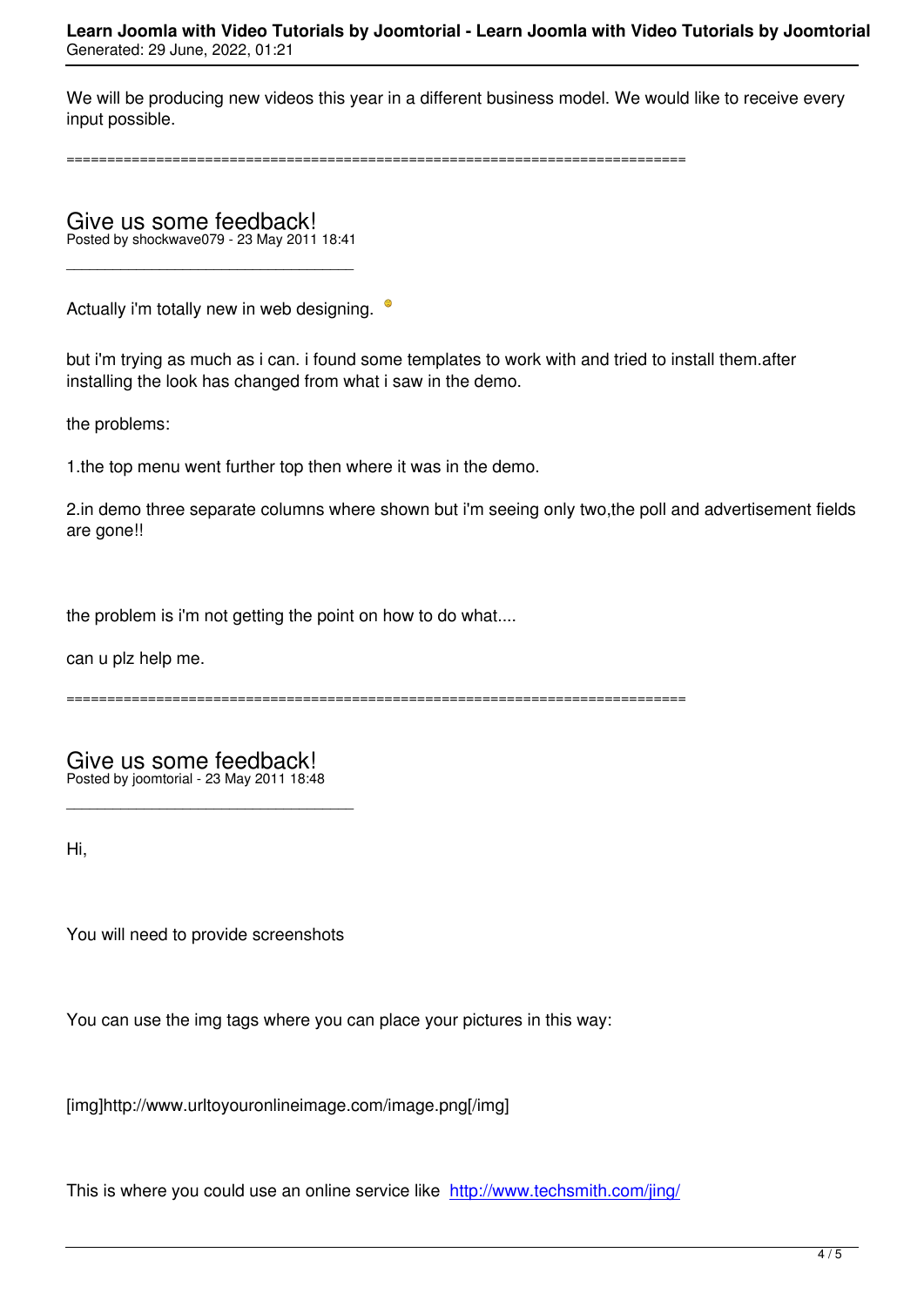We will be producing new videos this year in a different business model. We would like to receive every input possible.

============================================================================

## Give us some feedback!

Posted by shockwave079 - 23 May 2011 18:41

_____________________________________

Actually i'm totally new in web designing.

but i'm trying as much as i can. i found some templates to work with and tried to install them.after installing the look has changed from what i saw in the demo.

the problems:

1.the top menu went further top then where it was in the demo.

2.in demo three separate columns where shown but i'm seeing only two,the poll and advertisement fields are gone!!

the problem is i'm not getting the point on how to do what....

can u plz help me.

============================================================================

## Give us some feedback!

Posted by joomtorial - 23 May 2011 18:48

_____________________________________

Hi,

You will need to provide screenshots

You can use the img tags where you can place your pictures in this way:

[img]http://www.urltoyouronlineimage.com/image.png[/img]

This is where you could use an online service like [http://www.techsmith.com/jing/](http://www.techsmith.com/jing/)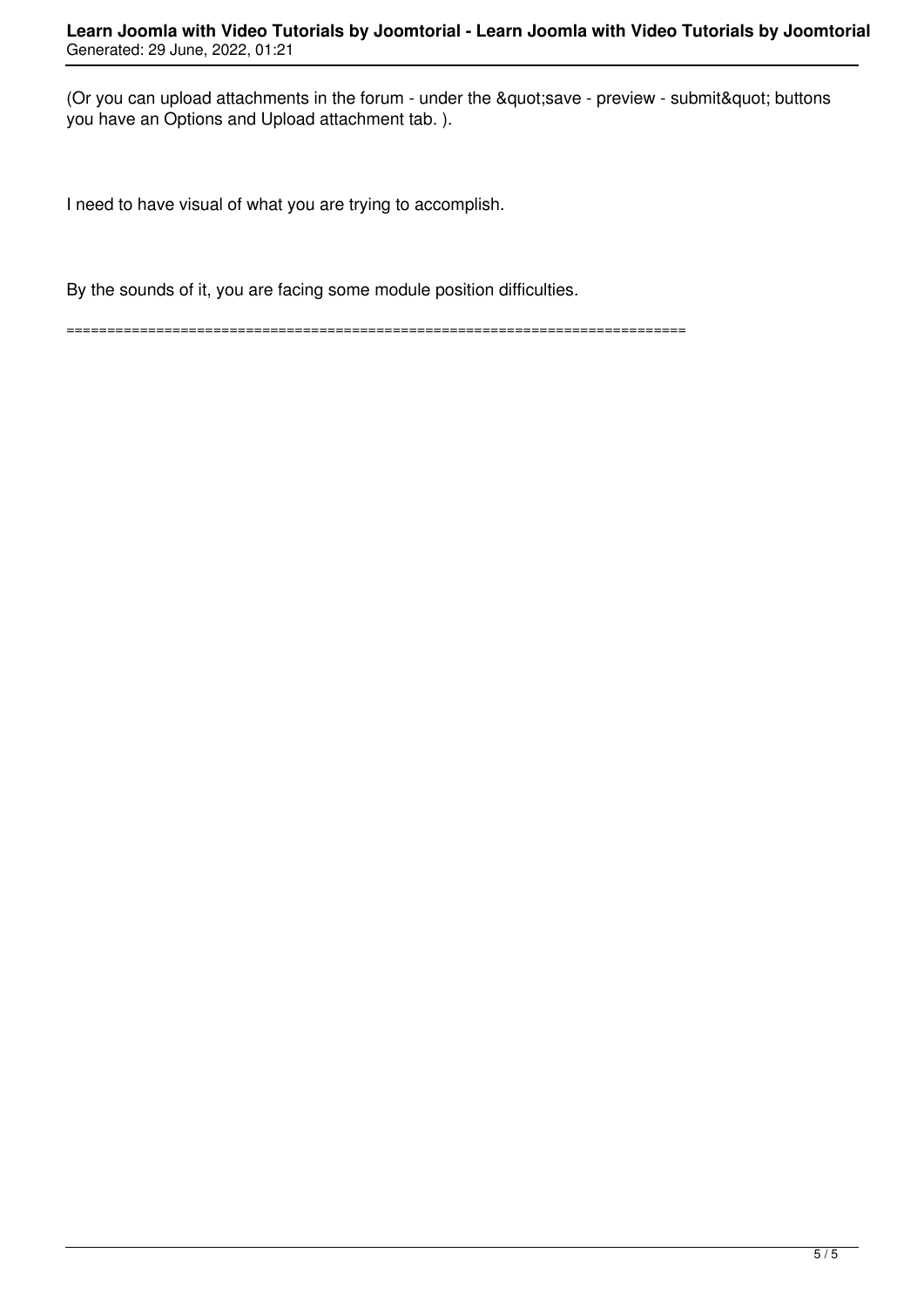(Or you can upload attachments in the forum - under the &quot;save - preview - submit&quot; buttons you have an Options and Upload attachment tab. ).

I need to have visual of what you are trying to accomplish.

By the sounds of it, you are facing some module position difficulties.

============================================================================